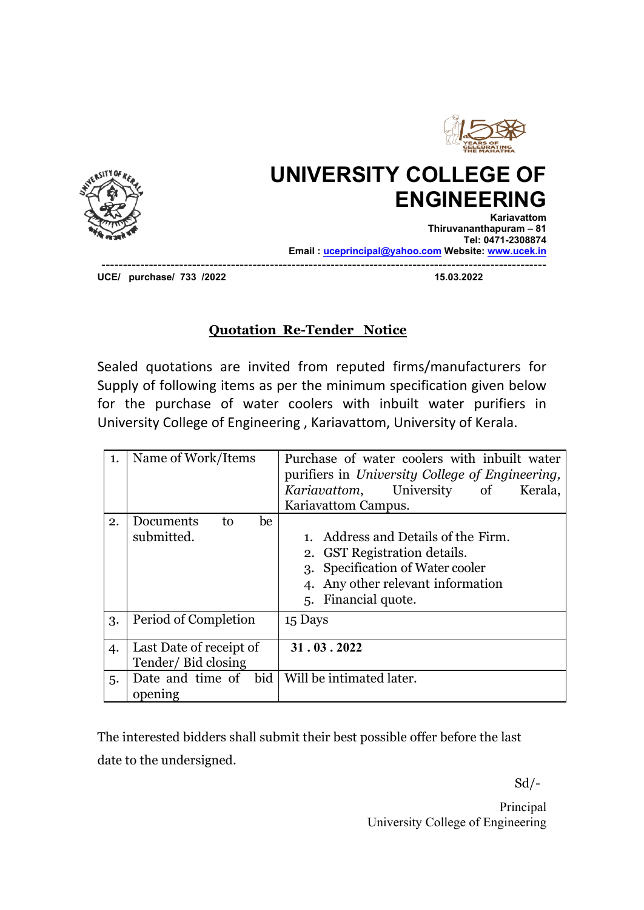# UNIVERSITY COLLEGE OF ENGINEERING

**Kariavattom**
**Thiruvananthapuram – 81**
**Tel: 0471-2308874**
**Email : uceprincipal@yahoo.com Website: www.ucek.in**

---

**UCE/ purchase/ 733 /2022** **15.03.2022**

## Quotation Re-Tender Notice

Sealed quotations are invited from reputed firms/manufacturers for Supply of following items as per the minimum specification given below for the purchase of water coolers with inbuilt water purifiers in University College of Engineering , Kariavattom, University of Kerala.

| | | |
|---|---|---|
| 1. | Name of Work/Items | Purchase of water coolers with inbuilt water purifiers in *University College of Engineering, Kariavattom*, University of Kerala, Kariavattom Campus. |
| 2. | Documents to be submitted. | 1. Address and Details of the Firm.<br>2. GST Registration details.<br>3. Specification of Water cooler<br>4. Any other relevant information<br>5. Financial quote. |
| 3. | Period of Completion | 15 Days |
| 4. | Last Date of receipt of Tender/ Bid closing | **31 . 03 . 2022** |
| 5. | Date and time of bid opening | Will be intimated later. |

The interested bidders shall submit their best possible offer before the last date to the undersigned.

Sd/-

Principal
University College of Engineering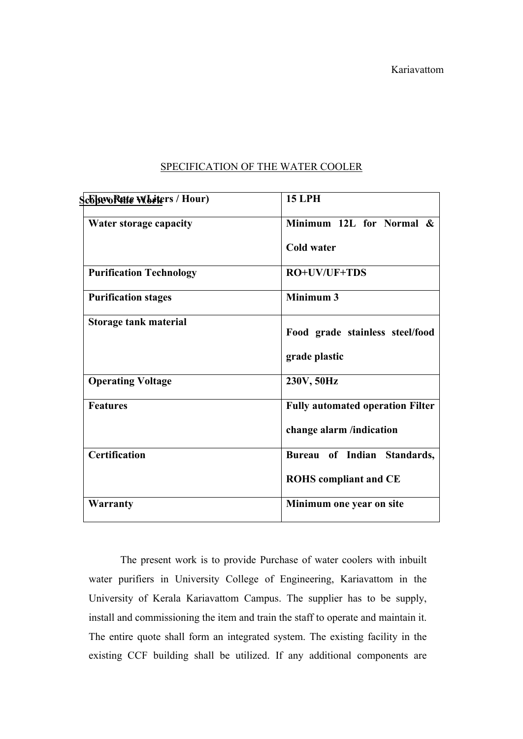Kariavattom

SPECIFICATION OF THE WATER COOLER

| Flow Rate – (Liters / Hour) | 15 LPH |
|---|---|
| Water storage capacity | Minimum 12L for Normal & Cold water |
| Purification Technology | RO+UV/UF+TDS |
| Purification stages | Minimum 3 |
| Storage tank material | Food grade stainless steel/food grade plastic |
| Operating Voltage | 230V, 50Hz |
| Features | Fully automated operation Filter change alarm /indication |
| Certification | Bureau of Indian Standards, ROHS compliant and CE |
| Warranty | Minimum one year on site |

Scope of the Work

The present work is to provide Purchase of water coolers with inbuilt water purifiers in University College of Engineering, Kariavattom in the University of Kerala Kariavattom Campus. The supplier has to be supply, install and commissioning the item and train the staff to operate and maintain it. The entire quote shall form an integrated system. The existing facility in the existing CCF building shall be utilized. If any additional components are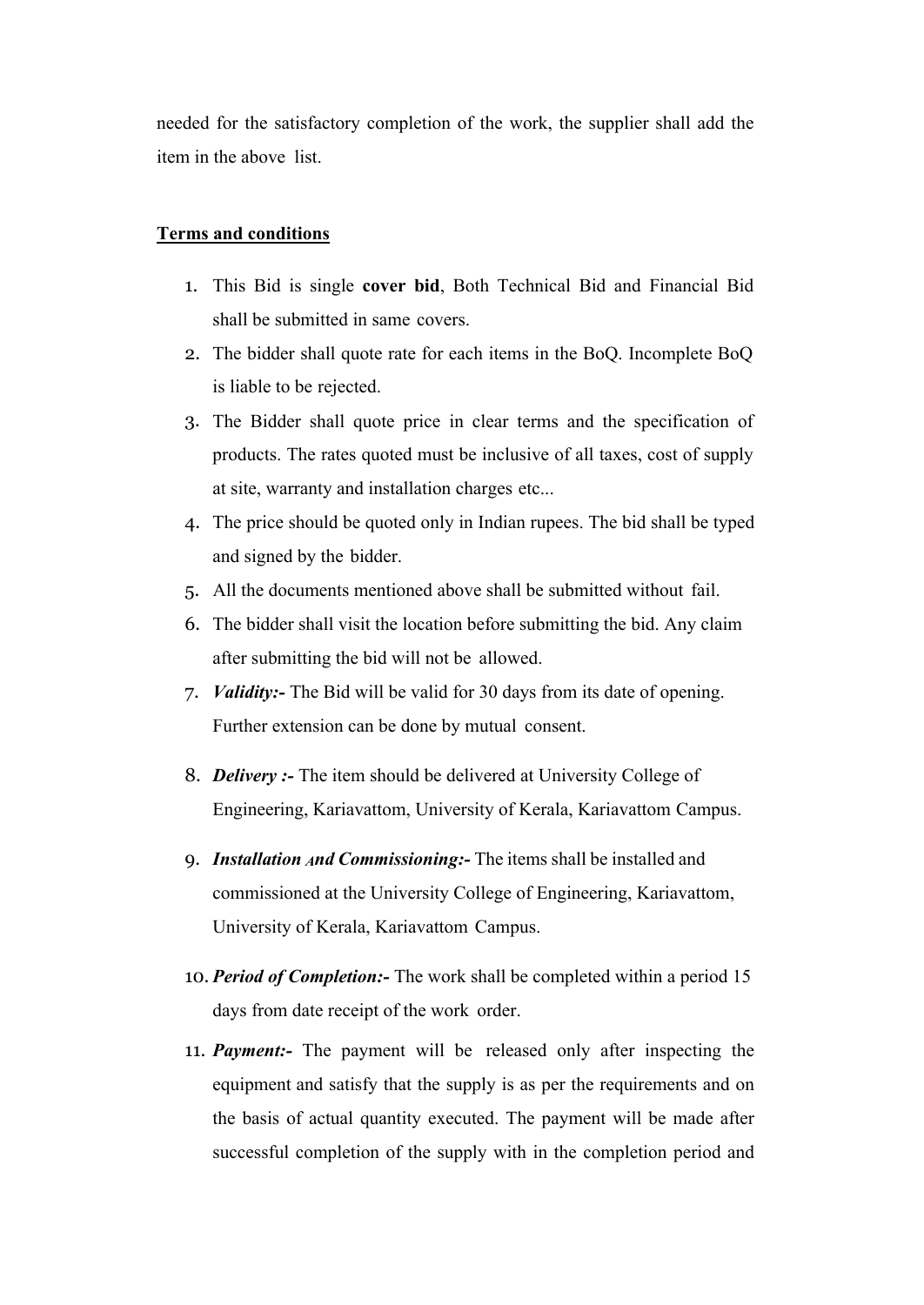needed for the satisfactory completion of the work, the supplier shall add the item in the above list.

**Terms and conditions**

1. This Bid is single **cover bid**, Both Technical Bid and Financial Bid shall be submitted in same covers.
2. The bidder shall quote rate for each items in the BoQ. Incomplete BoQ is liable to be rejected.
3. The Bidder shall quote price in clear terms and the specification of products. The rates quoted must be inclusive of all taxes, cost of supply at site, warranty and installation charges etc...
4. The price should be quoted only in Indian rupees. The bid shall be typed and signed by the bidder.
5. All the documents mentioned above shall be submitted without fail.
6. The bidder shall visit the location before submitting the bid. Any claim after submitting the bid will not be allowed.
7. ***Validity:-*** The Bid will be valid for 30 days from its date of opening. Further extension can be done by mutual consent.
8. ***Delivery :-*** The item should be delivered at University College of Engineering, Kariavattom, University of Kerala, Kariavattom Campus.
9. ***Installation And Commissioning:-*** The items shall be installed and commissioned at the University College of Engineering, Kariavattom, University of Kerala, Kariavattom Campus.
10. ***Period of Completion:-*** The work shall be completed within a period 15 days from date receipt of the work order.
11. ***Payment:-*** The payment will be released only after inspecting the equipment and satisfy that the supply is as per the requirements and on the basis of actual quantity executed. The payment will be made after successful completion of the supply with in the completion period and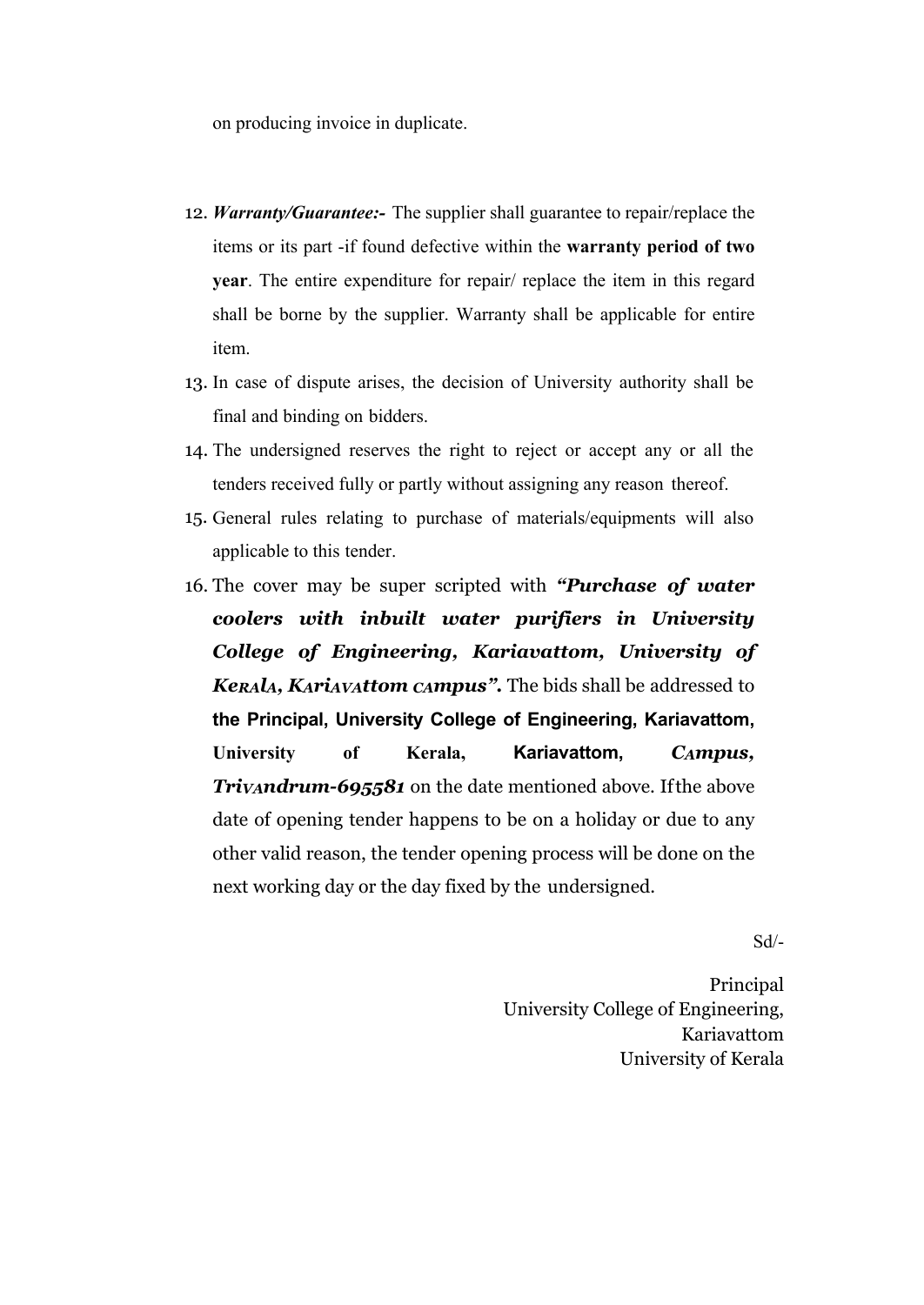on producing invoice in duplicate.

12. ***Warranty/Guarantee:-*** The supplier shall guarantee to repair/replace the items or its part -if found defective within the **warranty period of two year**. The entire expenditure for repair/ replace the item in this regard shall be borne by the supplier. Warranty shall be applicable for entire item.
13. In case of dispute arises, the decision of University authority shall be final and binding on bidders.
14. The undersigned reserves the right to reject or accept any or all the tenders received fully or partly without assigning any reason thereof.
15. General rules relating to purchase of materials/equipments will also applicable to this tender.
16. The cover may be super scripted with ***"Purchase of water coolers with inbuilt water purifiers in University College of Engineering, Kariavattom, University of Kerala, Kariavattom campus".*** The bids shall be addressed to **the Principal, University College of Engineering, Kariavattom, University of Kerala, Kariavattom, *Campus, Trivandrum-695581*** on the date mentioned above. If the above date of opening tender happens to be on a holiday or due to any other valid reason, the tender opening process will be done on the next working day or the day fixed by the undersigned.

Sd/-

Principal
University College of Engineering,
Kariavattom
University of Kerala